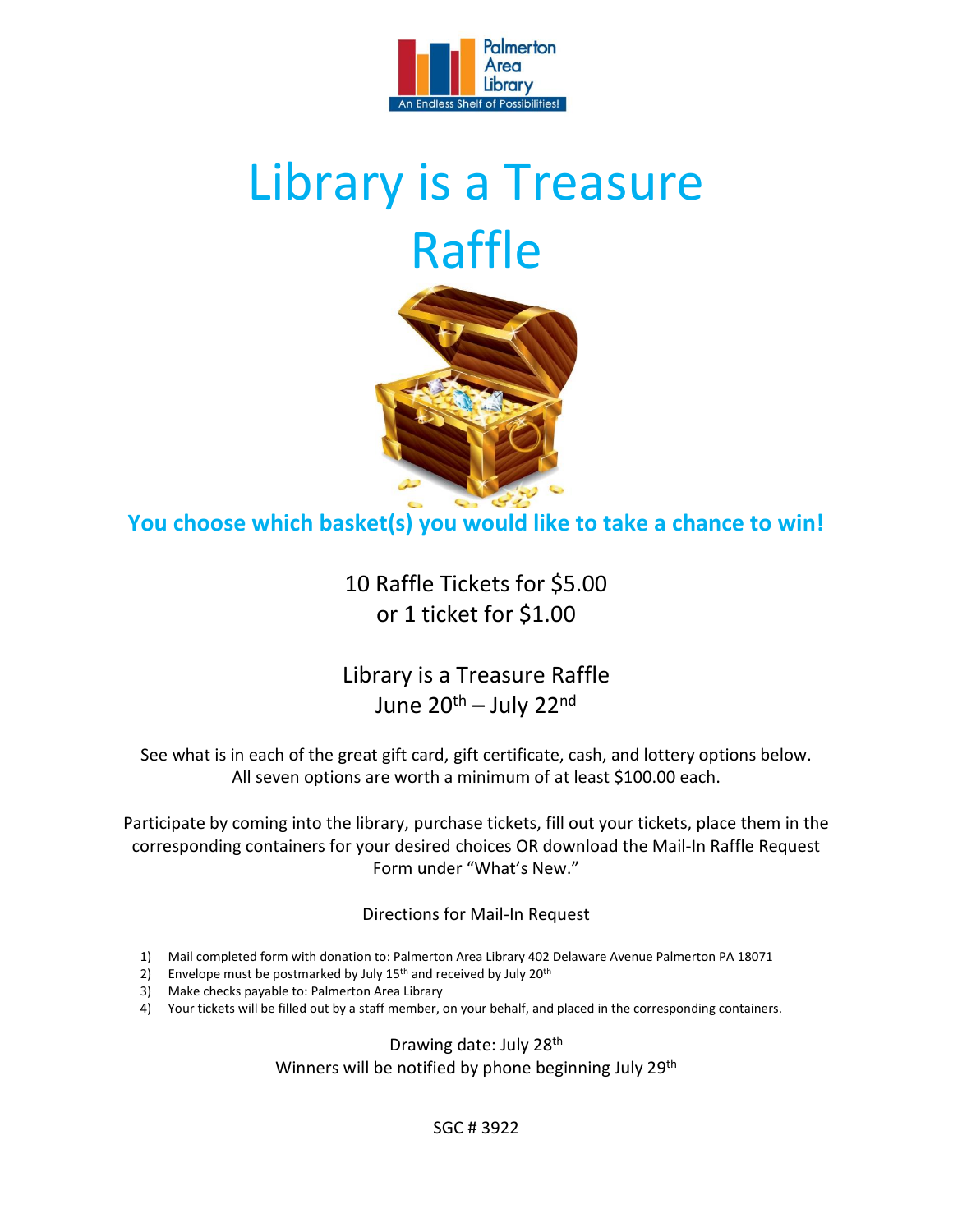Palmerton Area Library

An Endless Shelf of Possibilities!

# Library is a Treasure Raffle

**You choose which basket(s) you would like to take a chance to win!**

10 Raffle Tickets for $5.00
or 1 ticket for $1.00

Library is a Treasure Raffle
June 20th – July 22nd

See what is in each of the great gift card, gift certificate, cash, and lottery options below. All seven options are worth a minimum of at least $100.00 each.

Participate by coming into the library, purchase tickets, fill out your tickets, place them in the corresponding containers for your desired choices OR download the Mail-In Raffle Request Form under "What's New."

Directions for Mail-In Request

1) Mail completed form with donation to: Palmerton Area Library 402 Delaware Avenue Palmerton PA 18071
2) Envelope must be postmarked by July 15th and received by July 20th
3) Make checks payable to: Palmerton Area Library
4) Your tickets will be filled out by a staff member, on your behalf, and placed in the corresponding containers.

Drawing date: July 28th
Winners will be notified by phone beginning July 29th

SGC # 3922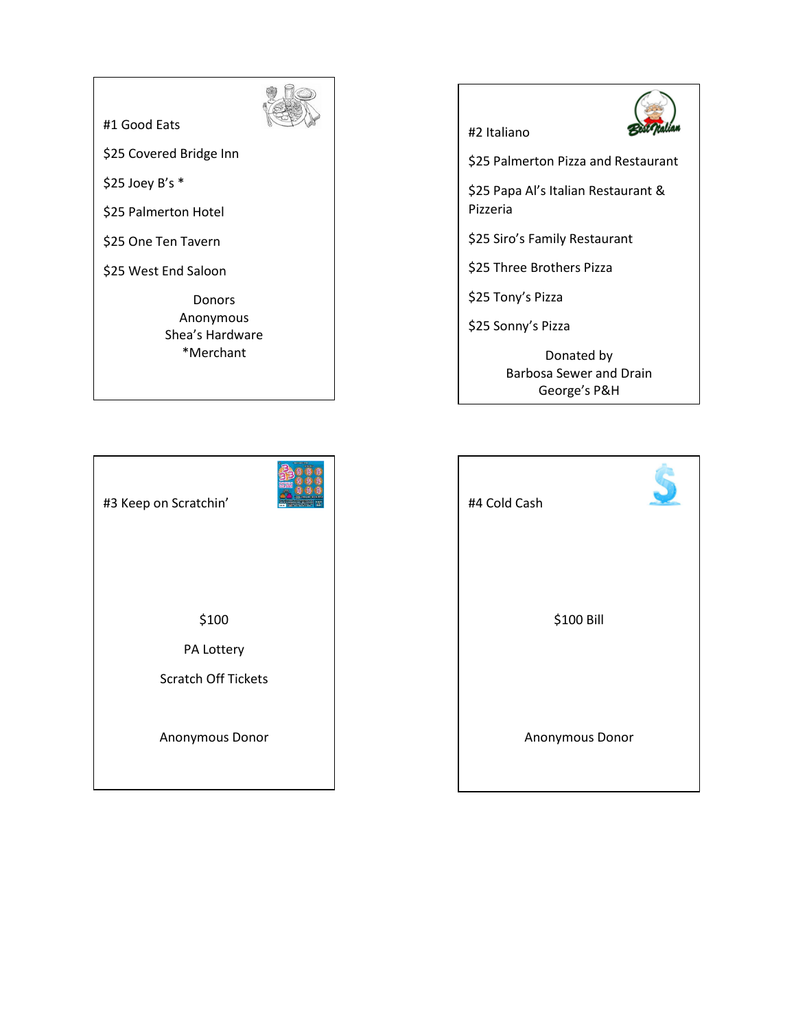## #1 Good Eats

$25 Covered Bridge Inn

$25 Joey B's *

$25 Palmerton Hotel

$25 One Ten Tavern

$25 West End Saloon

Donors
Anonymous
Shea's Hardware
*Merchant

## #2 Italiano

$25 Palmerton Pizza and Restaurant

$25 Papa Al's Italian Restaurant & Pizzeria

$25 Siro's Family Restaurant

$25 Three Brothers Pizza

$25 Tony's Pizza

$25 Sonny's Pizza

Donated by
Barbosa Sewer and Drain
George's P&H

## #3 Keep on Scratchin'

$100

PA Lottery

Scratch Off Tickets

Anonymous Donor

## #4 Cold Cash

$100 Bill

Anonymous Donor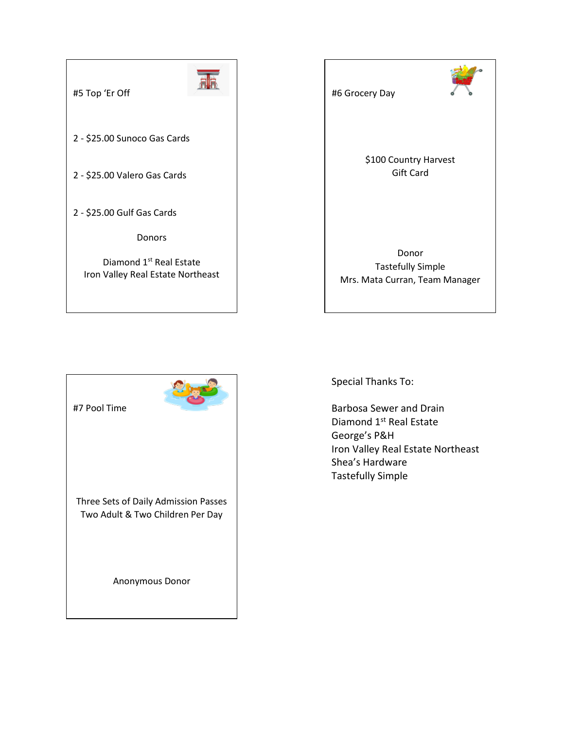### #5 Top 'Er Off

2 - $25.00 Sunoco Gas Cards

2 - $25.00 Valero Gas Cards

2 - $25.00 Gulf Gas Cards

Donors

Diamond 1st Real Estate
Iron Valley Real Estate Northeast

### #6 Grocery Day

$100 Country Harvest
Gift Card

Donor
Tastefully Simple
Mrs. Mata Curran, Team Manager

### #7 Pool Time

Three Sets of Daily Admission Passes
Two Adult & Two Children Per Day

Anonymous Donor

Special Thanks To:

Barbosa Sewer and Drain
Diamond 1st Real Estate
George's P&H
Iron Valley Real Estate Northeast
Shea's Hardware
Tastefully Simple